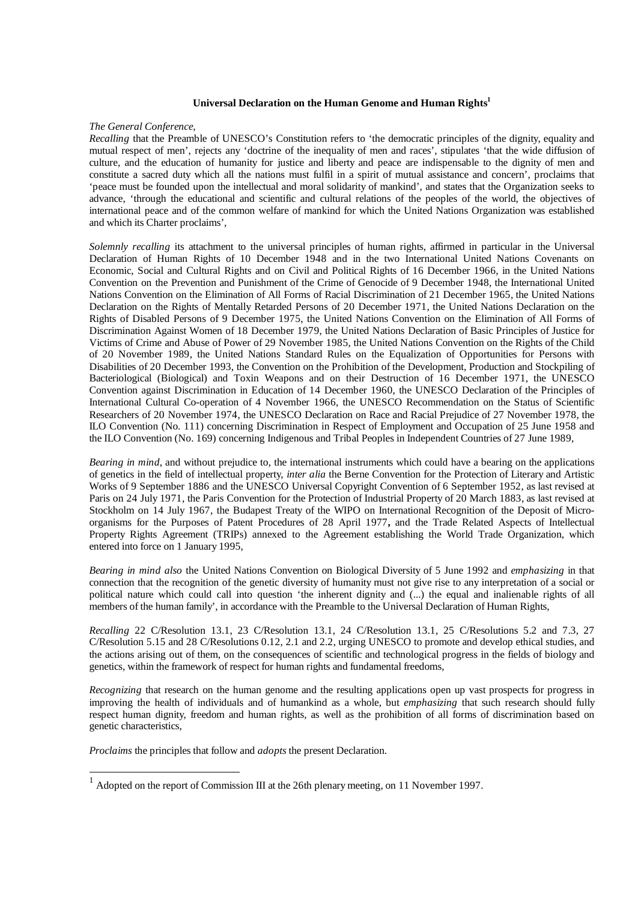# Universal Declaration on the Human Genome and Human Rights[1]

*The General Conference,*

*Recalling* that the Preamble of UNESCO's Constitution refers to 'the democratic principles of the dignity, equality and mutual respect of men', rejects any 'doctrine of the inequality of men and races', stipulates 'that the wide diffusion of culture, and the education of humanity for justice and liberty and peace are indispensable to the dignity of men and constitute a sacred duty which all the nations must fulfil in a spirit of mutual assistance and concern', proclaims that 'peace must be founded upon the intellectual and moral solidarity of mankind', and states that the Organization seeks to advance, 'through the educational and scientific and cultural relations of the peoples of the world, the objectives of international peace and of the common welfare of mankind for which the United Nations Organization was established and which its Charter proclaims',

*Solemnly recalling* its attachment to the universal principles of human rights, affirmed in particular in the Universal Declaration of Human Rights of 10 December 1948 and in the two International United Nations Covenants on Economic, Social and Cultural Rights and on Civil and Political Rights of 16 December 1966, in the United Nations Convention on the Prevention and Punishment of the Crime of Genocide of 9 December 1948, the International United Nations Convention on the Elimination of All Forms of Racial Discrimination of 21 December 1965, the United Nations Declaration on the Rights of Mentally Retarded Persons of 20 December 1971, the United Nations Declaration on the Rights of Disabled Persons of 9 December 1975, the United Nations Convention on the Elimination of All Forms of Discrimination Against Women of 18 December 1979, the United Nations Declaration of Basic Principles of Justice for Victims of Crime and Abuse of Power of 29 November 1985, the United Nations Convention on the Rights of the Child of 20 November 1989, the United Nations Standard Rules on the Equalization of Opportunities for Persons with Disabilities of 20 December 1993, the Convention on the Prohibition of the Development, Production and Stockpiling of Bacteriological (Biological) and Toxin Weapons and on their Destruction of 16 December 1971, the UNESCO Convention against Discrimination in Education of 14 December 1960, the UNESCO Declaration of the Principles of International Cultural Co-operation of 4 November 1966, the UNESCO Recommendation on the Status of Scientific Researchers of 20 November 1974, the UNESCO Declaration on Race and Racial Prejudice of 27 November 1978, the ILO Convention (No. 111) concerning Discrimination in Respect of Employment and Occupation of 25 June 1958 and the ILO Convention (No. 169) concerning Indigenous and Tribal Peoples in Independent Countries of 27 June 1989,

*Bearing in mind*, and without prejudice to, the international instruments which could have a bearing on the applications of genetics in the field of intellectual property, *inter alia* the Berne Convention for the Protection of Literary and Artistic Works of 9 September 1886 and the UNESCO Universal Copyright Convention of 6 September 1952, as last revised at Paris on 24 July 1971, the Paris Convention for the Protection of Industrial Property of 20 March 1883, as last revised at Stockholm on 14 July 1967, the Budapest Treaty of the WIPO on International Recognition of the Deposit of Micro-organisms for the Purposes of Patent Procedures of 28 April 1977**,** and the Trade Related Aspects of Intellectual Property Rights Agreement (TRIPs) annexed to the Agreement establishing the World Trade Organization, which entered into force on 1 January 1995,

*Bearing in mind also* the United Nations Convention on Biological Diversity of 5 June 1992 and *emphasizing* in that connection that the recognition of the genetic diversity of humanity must not give rise to any interpretation of a social or political nature which could call into question 'the inherent dignity and (...) the equal and inalienable rights of all members of the human family', in accordance with the Preamble to the Universal Declaration of Human Rights,

*Recalling* 22 C/Resolution 13.1, 23 C/Resolution 13.1, 24 C/Resolution 13.1, 25 C/Resolutions 5.2 and 7.3, 27 C/Resolution 5.15 and 28 C/Resolutions 0.12, 2.1 and 2.2, urging UNESCO to promote and develop ethical studies, and the actions arising out of them, on the consequences of scientific and technological progress in the fields of biology and genetics, within the framework of respect for human rights and fundamental freedoms,

*Recognizing* that research on the human genome and the resulting applications open up vast prospects for progress in improving the health of individuals and of humankind as a whole, but *emphasizing* that such research should fully respect human dignity, freedom and human rights, as well as the prohibition of all forms of discrimination based on genetic characteristics,

*Proclaims* the principles that follow and *adopts* the present Declaration.

---

[1] Adopted on the report of Commission III at the 26th plenary meeting, on 11 November 1997.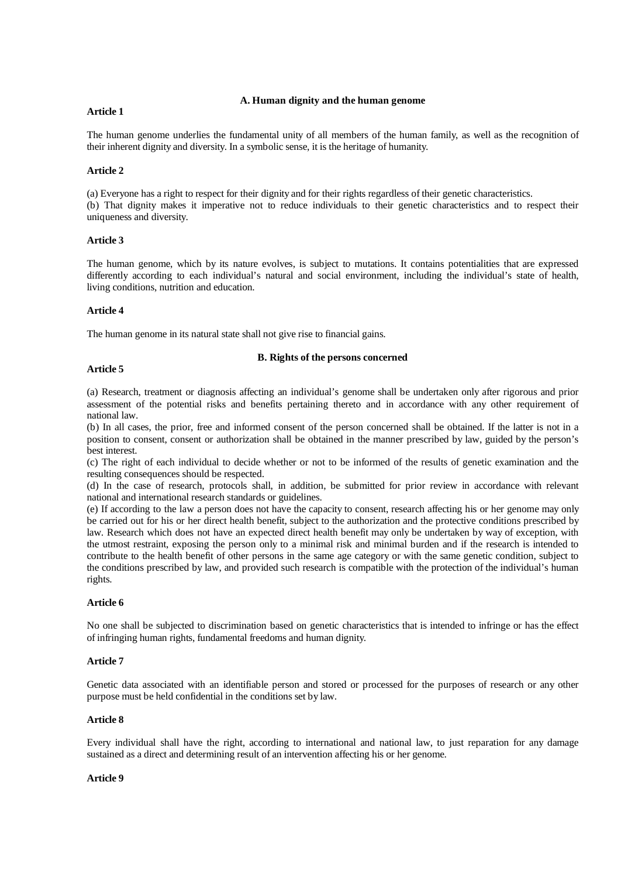### A. Human dignity and the human genome

**Article 1**

The human genome underlies the fundamental unity of all members of the human family, as well as the recognition of their inherent dignity and diversity. In a symbolic sense, it is the heritage of humanity.

**Article 2**

(a) Everyone has a right to respect for their dignity and for their rights regardless of their genetic characteristics.
(b) That dignity makes it imperative not to reduce individuals to their genetic characteristics and to respect their uniqueness and diversity.

**Article 3**

The human genome, which by its nature evolves, is subject to mutations. It contains potentialities that are expressed differently according to each individual's natural and social environment, including the individual's state of health, living conditions, nutrition and education.

**Article 4**

The human genome in its natural state shall not give rise to financial gains.

### B. Rights of the persons concerned

**Article 5**

(a) Research, treatment or diagnosis affecting an individual's genome shall be undertaken only after rigorous and prior assessment of the potential risks and benefits pertaining thereto and in accordance with any other requirement of national law.
(b) In all cases, the prior, free and informed consent of the person concerned shall be obtained. If the latter is not in a position to consent, consent or authorization shall be obtained in the manner prescribed by law, guided by the person's best interest.
(c) The right of each individual to decide whether or not to be informed of the results of genetic examination and the resulting consequences should be respected.
(d) In the case of research, protocols shall, in addition, be submitted for prior review in accordance with relevant national and international research standards or guidelines.
(e) If according to the law a person does not have the capacity to consent, research affecting his or her genome may only be carried out for his or her direct health benefit, subject to the authorization and the protective conditions prescribed by law. Research which does not have an expected direct health benefit may only be undertaken by way of exception, with the utmost restraint, exposing the person only to a minimal risk and minimal burden and if the research is intended to contribute to the health benefit of other persons in the same age category or with the same genetic condition, subject to the conditions prescribed by law, and provided such research is compatible with the protection of the individual's human rights.

**Article 6**

No one shall be subjected to discrimination based on genetic characteristics that is intended to infringe or has the effect of infringing human rights, fundamental freedoms and human dignity.

**Article 7**

Genetic data associated with an identifiable person and stored or processed for the purposes of research or any other purpose must be held confidential in the conditions set by law.

**Article 8**

Every individual shall have the right, according to international and national law, to just reparation for any damage sustained as a direct and determining result of an intervention affecting his or her genome.

**Article 9**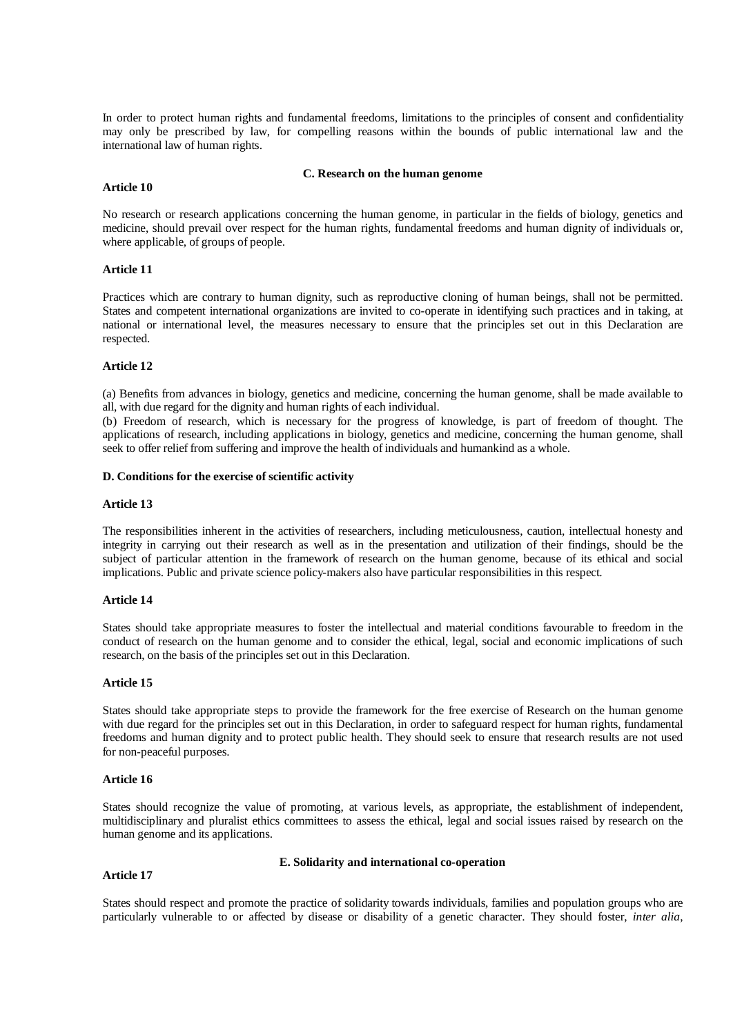In order to protect human rights and fundamental freedoms, limitations to the principles of consent and confidentiality may only be prescribed by law, for compelling reasons within the bounds of public international law and the international law of human rights.

## C. Research on the human genome

### Article 10

No research or research applications concerning the human genome, in particular in the fields of biology, genetics and medicine, should prevail over respect for the human rights, fundamental freedoms and human dignity of individuals or, where applicable, of groups of people.

### Article 11

Practices which are contrary to human dignity, such as reproductive cloning of human beings, shall not be permitted. States and competent international organizations are invited to co-operate in identifying such practices and in taking, at national or international level, the measures necessary to ensure that the principles set out in this Declaration are respected.

### Article 12

(a) Benefits from advances in biology, genetics and medicine, concerning the human genome, shall be made available to all, with due regard for the dignity and human rights of each individual.

(b) Freedom of research, which is necessary for the progress of knowledge, is part of freedom of thought. The applications of research, including applications in biology, genetics and medicine, concerning the human genome, shall seek to offer relief from suffering and improve the health of individuals and humankind as a whole.

## D. Conditions for the exercise of scientific activity

### Article 13

The responsibilities inherent in the activities of researchers, including meticulousness, caution, intellectual honesty and integrity in carrying out their research as well as in the presentation and utilization of their findings, should be the subject of particular attention in the framework of research on the human genome, because of its ethical and social implications. Public and private science policy-makers also have particular responsibilities in this respect.

### Article 14

States should take appropriate measures to foster the intellectual and material conditions favourable to freedom in the conduct of research on the human genome and to consider the ethical, legal, social and economic implications of such research, on the basis of the principles set out in this Declaration.

### Article 15

States should take appropriate steps to provide the framework for the free exercise of Research on the human genome with due regard for the principles set out in this Declaration, in order to safeguard respect for human rights, fundamental freedoms and human dignity and to protect public health. They should seek to ensure that research results are not used for non-peaceful purposes.

### Article 16

States should recognize the value of promoting, at various levels, as appropriate, the establishment of independent, multidisciplinary and pluralist ethics committees to assess the ethical, legal and social issues raised by research on the human genome and its applications.

## E. Solidarity and international co-operation

### Article 17

States should respect and promote the practice of solidarity towards individuals, families and population groups who are particularly vulnerable to or affected by disease or disability of a genetic character. They should foster, *inter alia,*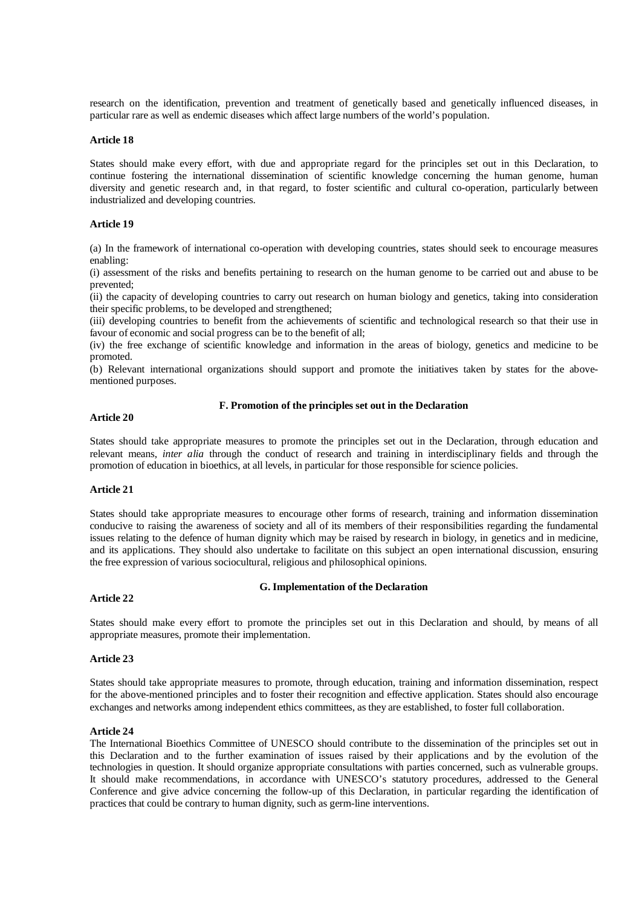research on the identification, prevention and treatment of genetically based and genetically influenced diseases, in particular rare as well as endemic diseases which affect large numbers of the world's population.

**Article 18**

States should make every effort, with due and appropriate regard for the principles set out in this Declaration, to continue fostering the international dissemination of scientific knowledge concerning the human genome, human diversity and genetic research and, in that regard, to foster scientific and cultural co-operation, particularly between industrialized and developing countries.

**Article 19**

(a) In the framework of international co-operation with developing countries, states should seek to encourage measures enabling:

(i) assessment of the risks and benefits pertaining to research on the human genome to be carried out and abuse to be prevented;

(ii) the capacity of developing countries to carry out research on human biology and genetics, taking into consideration their specific problems, to be developed and strengthened;

(iii) developing countries to benefit from the achievements of scientific and technological research so that their use in favour of economic and social progress can be to the benefit of all;

(iv) the free exchange of scientific knowledge and information in the areas of biology, genetics and medicine to be promoted.

(b) Relevant international organizations should support and promote the initiatives taken by states for the above-mentioned purposes.

## F. Promotion of the principles set out in the Declaration

**Article 20**

States should take appropriate measures to promote the principles set out in the Declaration, through education and relevant means, *inter alia* through the conduct of research and training in interdisciplinary fields and through the promotion of education in bioethics, at all levels, in particular for those responsible for science policies.

**Article 21**

States should take appropriate measures to encourage other forms of research, training and information dissemination conducive to raising the awareness of society and all of its members of their responsibilities regarding the fundamental issues relating to the defence of human dignity which may be raised by research in biology, in genetics and in medicine, and its applications. They should also undertake to facilitate on this subject an open international discussion, ensuring the free expression of various sociocultural, religious and philosophical opinions.

## G. Implementation of the Declaration

**Article 22**

States should make every effort to promote the principles set out in this Declaration and should, by means of all appropriate measures, promote their implementation.

**Article 23**

States should take appropriate measures to promote, through education, training and information dissemination, respect for the above-mentioned principles and to foster their recognition and effective application. States should also encourage exchanges and networks among independent ethics committees, as they are established, to foster full collaboration.

**Article 24**

The International Bioethics Committee of UNESCO should contribute to the dissemination of the principles set out in this Declaration and to the further examination of issues raised by their applications and by the evolution of the technologies in question. It should organize appropriate consultations with parties concerned, such as vulnerable groups. It should make recommendations, in accordance with UNESCO's statutory procedures, addressed to the General Conference and give advice concerning the follow-up of this Declaration, in particular regarding the identification of practices that could be contrary to human dignity, such as germ-line interventions.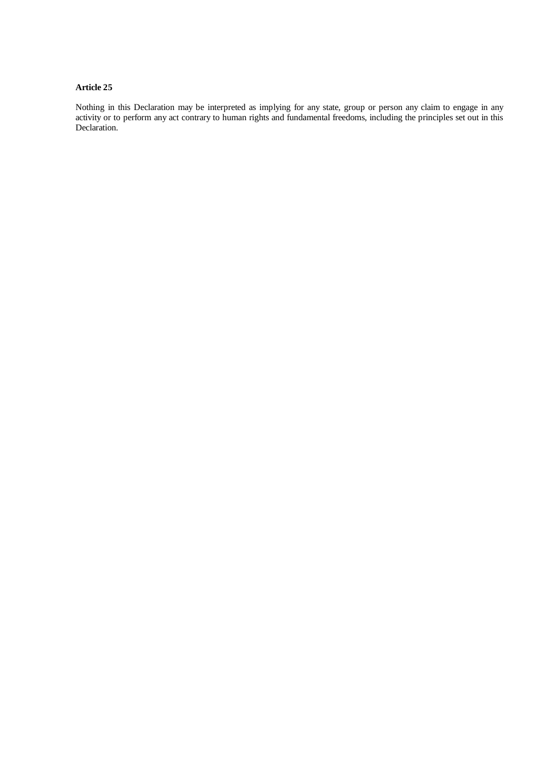**Article 25**

Nothing in this Declaration may be interpreted as implying for any state, group or person any claim to engage in any activity or to perform any act contrary to human rights and fundamental freedoms, including the principles set out in this Declaration.